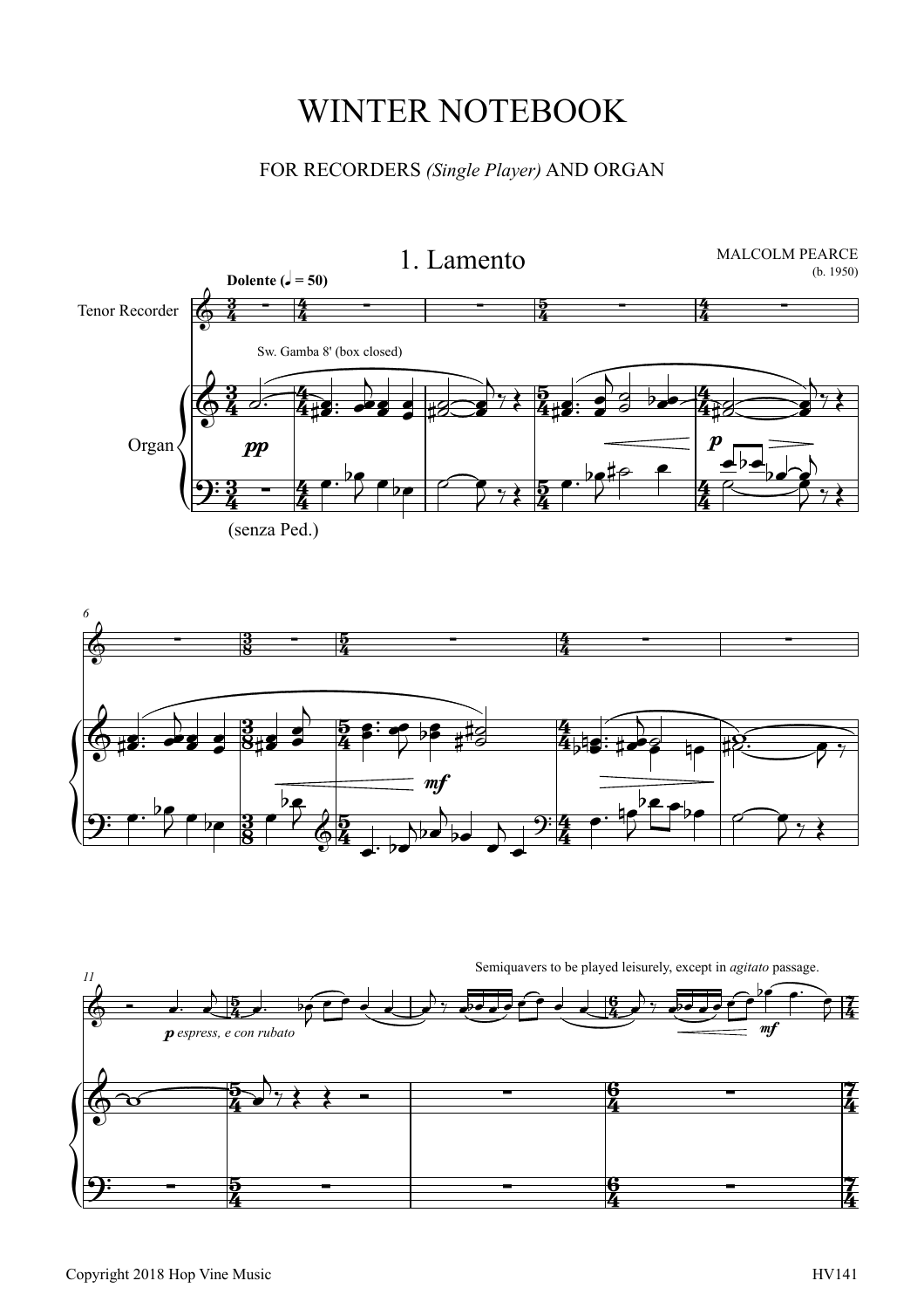# WINTER NOTEBOOK

FOR RECORDERS *(Single Player)* AND ORGAN

## 1. Lamento

MALCOLM PEARCE
(b. 1950)

**Dolente (♩ = 50)**

Tenor Recorder

Organ

Sw. Gamba 8' (box closed)

*pp*

(senza Ped.)

*p*

*mf*

Semiquavers to be played leisurely, except in *agitato* passage.

*p espress, e con rubato*

*mf*

Copyright 2018 Hop Vine Music

HV141